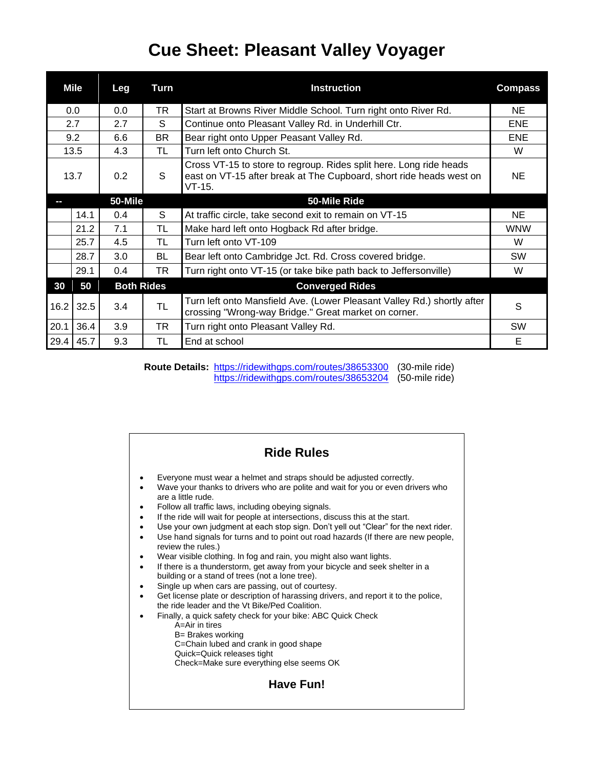# Cue Sheet: Pleasant Valley Voyager

| Mile | | Leg | Turn | Instruction | Compass |
|---|---|---|---|---|---|
| 0.0 | | 0.0 | TR | Start at Browns River Middle School. Turn right onto River Rd. | NE |
| 2.7 | | 2.7 | S | Continue onto Pleasant Valley Rd. in Underhill Ctr. | ENE |
| 9.2 | | 6.6 | BR | Bear right onto Upper Peasant Valley Rd. | ENE |
| 13.5 | | 4.3 | TL | Turn left onto Church St. | W |
| 13.7 | | 0.2 | S | Cross VT-15 to store to regroup. Rides split here. Long ride heads east on VT-15 after break at The Cupboard, short ride heads west on VT-15. | NE |
| -- | | **50-Mile** | | **50-Mile Ride** | |
| | 14.1 | 0.4 | S | At traffic circle, take second exit to remain on VT-15 | NE |
| | 21.2 | 7.1 | TL | Make hard left onto Hogback Rd after bridge. | WNW |
| | 25.7 | 4.5 | TL | Turn left onto VT-109 | W |
| | 28.7 | 3.0 | BL | Bear left onto Cambridge Jct. Rd. Cross covered bridge. | SW |
| | 29.1 | 0.4 | TR | Turn right onto VT-15 (or take bike path back to Jeffersonville) | W |
| **30** | **50** | **Both Rides** | | **Converged Rides** | |
| 16.2 | 32.5 | 3.4 | TL | Turn left onto Mansfield Ave. (Lower Pleasant Valley Rd.) shortly after crossing "Wrong-way Bridge." Great market on corner. | S |
| 20.1 | 36.4 | 3.9 | TR | Turn right onto Pleasant Valley Rd. | SW |
| 29.4 | 45.7 | 9.3 | TL | End at school | E |

**Route Details:** https://ridewithgps.com/routes/38653300 (30-mile ride)
https://ridewithgps.com/routes/38653204 (50-mile ride)

## Ride Rules

- Everyone must wear a helmet and straps should be adjusted correctly.
- Wave your thanks to drivers who are polite and wait for you or even drivers who are a little rude.
- Follow all traffic laws, including obeying signals.
- If the ride will wait for people at intersections, discuss this at the start.
- Use your own judgment at each stop sign. Don't yell out "Clear" for the next rider.
- Use hand signals for turns and to point out road hazards (If there are new people, review the rules.)
- Wear visible clothing. In fog and rain, you might also want lights.
- If there is a thunderstorm, get away from your bicycle and seek shelter in a building or a stand of trees (not a lone tree).
- Single up when cars are passing, out of courtesy.
- Get license plate or description of harassing drivers, and report it to the police, the ride leader and the Vt Bike/Ped Coalition.
- Finally, a quick safety check for your bike: ABC Quick Check
  - A=Air in tires
  - B= Brakes working
  - C=Chain lubed and crank in good shape
  - Quick=Quick releases tight
  - Check=Make sure everything else seems OK

**Have Fun!**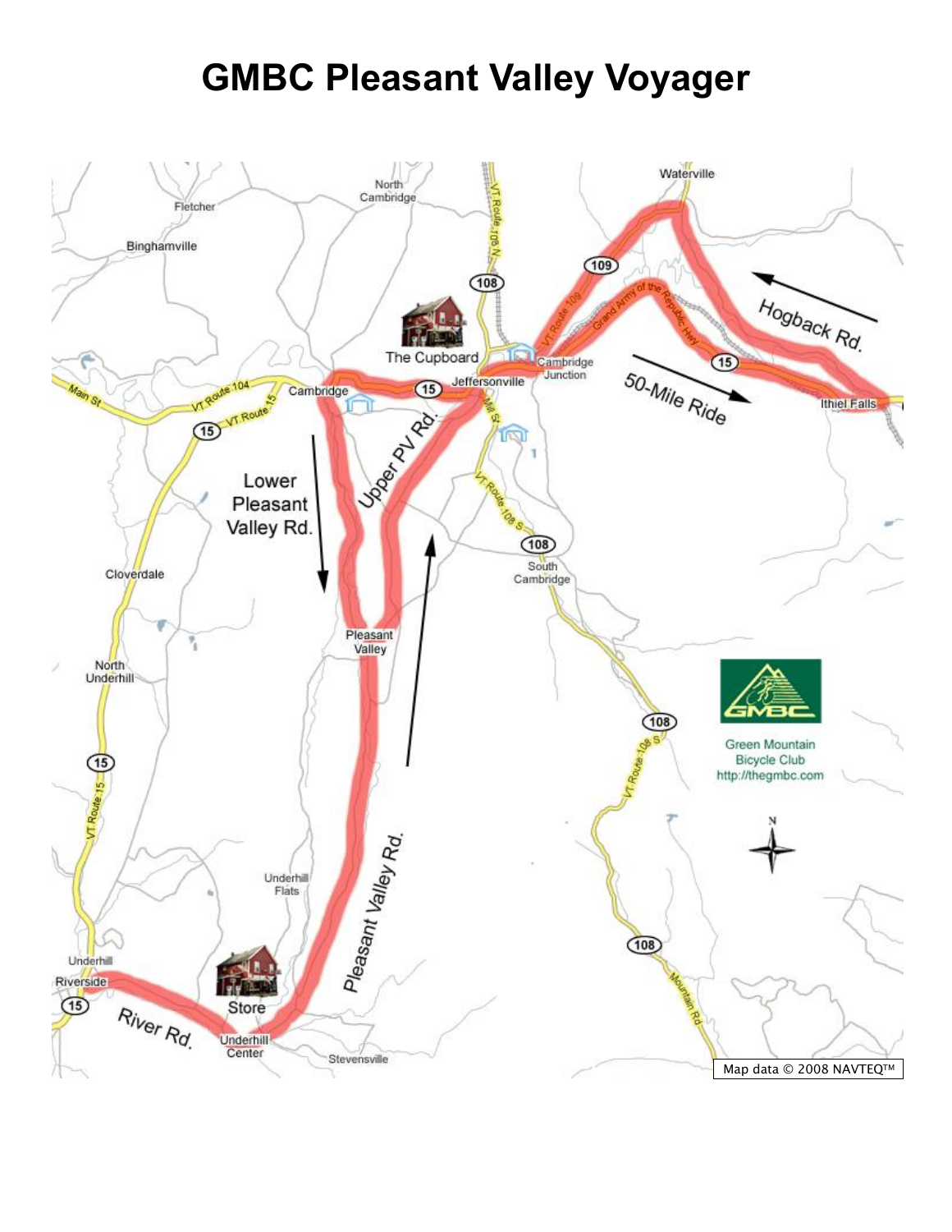# GMBC Pleasant Valley Voyager

Waterville

North Cambridge

Fletcher

Binghamville

VT Route 108 N

108

109

VT Route 109

Grand Army of the Republic Hwy

Hogback Rd.

The Cupboard

Cambridge Junction

15

50-Mile Ride

Ithiel Falls

Main St

VT Route 104

Cambridge

15

Jeffersonville

VT Route 15

15

Mill St

Upper PV Rd.

Lower Pleasant Valley Rd.

VT Route 108 S

108

South Cambridge

Cloverdale

Pleasant Valley

North Underhill

108

VT Route 108 S

Green Mountain Bicycle Club

http://thegmbc.com

15

VT Route 15

N

Underhill Flats

Pleasant Valley Rd.

108

Underhill

Riverside

Store

Mountain Rd

15

River Rd.

Underhill Center

Stevensville

Map data © 2008 NAVTEQ™